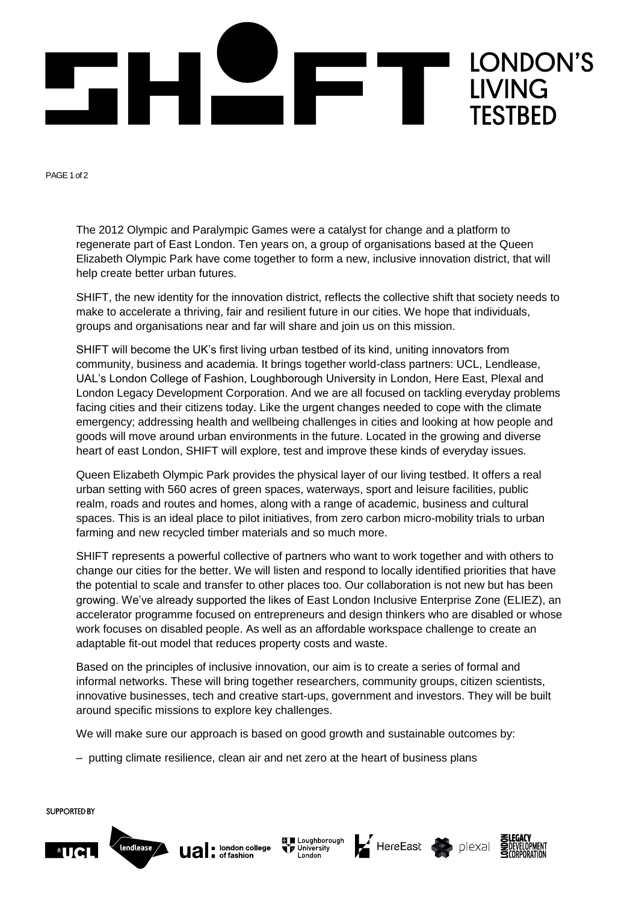# SHIFT LONDON'S LIVING TESTBED

The 2012 Olympic and Paralympic Games were a catalyst for change and a platform to regenerate part of East London. Ten years on, a group of organisations based at the Queen Elizabeth Olympic Park have come together to form a new, inclusive innovation district, that will help create better urban futures.

SHIFT, the new identity for the innovation district, reflects the collective shift that society needs to make to accelerate a thriving, fair and resilient future in our cities. We hope that individuals, groups and organisations near and far will share and join us on this mission.

SHIFT will become the UK's first living urban testbed of its kind, uniting innovators from community, business and academia. It brings together world-class partners: UCL, Lendlease, UAL's London College of Fashion, Loughborough University in London, Here East, Plexal and London Legacy Development Corporation. And we are all focused on tackling everyday problems facing cities and their citizens today. Like the urgent changes needed to cope with the climate emergency; addressing health and wellbeing challenges in cities and looking at how people and goods will move around urban environments in the future. Located in the growing and diverse heart of east London, SHIFT will explore, test and improve these kinds of everyday issues.

Queen Elizabeth Olympic Park provides the physical layer of our living testbed. It offers a real urban setting with 560 acres of green spaces, waterways, sport and leisure facilities, public realm, roads and routes and homes, along with a range of academic, business and cultural spaces. This is an ideal place to pilot initiatives, from zero carbon micro-mobility trials to urban farming and new recycled timber materials and so much more.

SHIFT represents a powerful collective of partners who want to work together and with others to change our cities for the better. We will listen and respond to locally identified priorities that have the potential to scale and transfer to other places too. Our collaboration is not new but has been growing. We've already supported the likes of East London Inclusive Enterprise Zone (ELIEZ), an accelerator programme focused on entrepreneurs and design thinkers who are disabled or whose work focuses on disabled people. As well as an affordable workspace challenge to create an adaptable fit-out model that reduces property costs and waste.

Based on the principles of inclusive innovation, our aim is to create a series of formal and informal networks. These will bring together researchers, community groups, citizen scientists, innovative businesses, tech and creative start-ups, government and investors. They will be built around specific missions to explore key challenges.

We will make sure our approach is based on good growth and sustainable outcomes by:

– putting climate resilience, clean air and net zero at the heart of business plans

SUPPORTED BY

UCL | lendlease | ual: london college of fashion | Loughborough University London | HereEast | plexal | London Legacy Development Corporation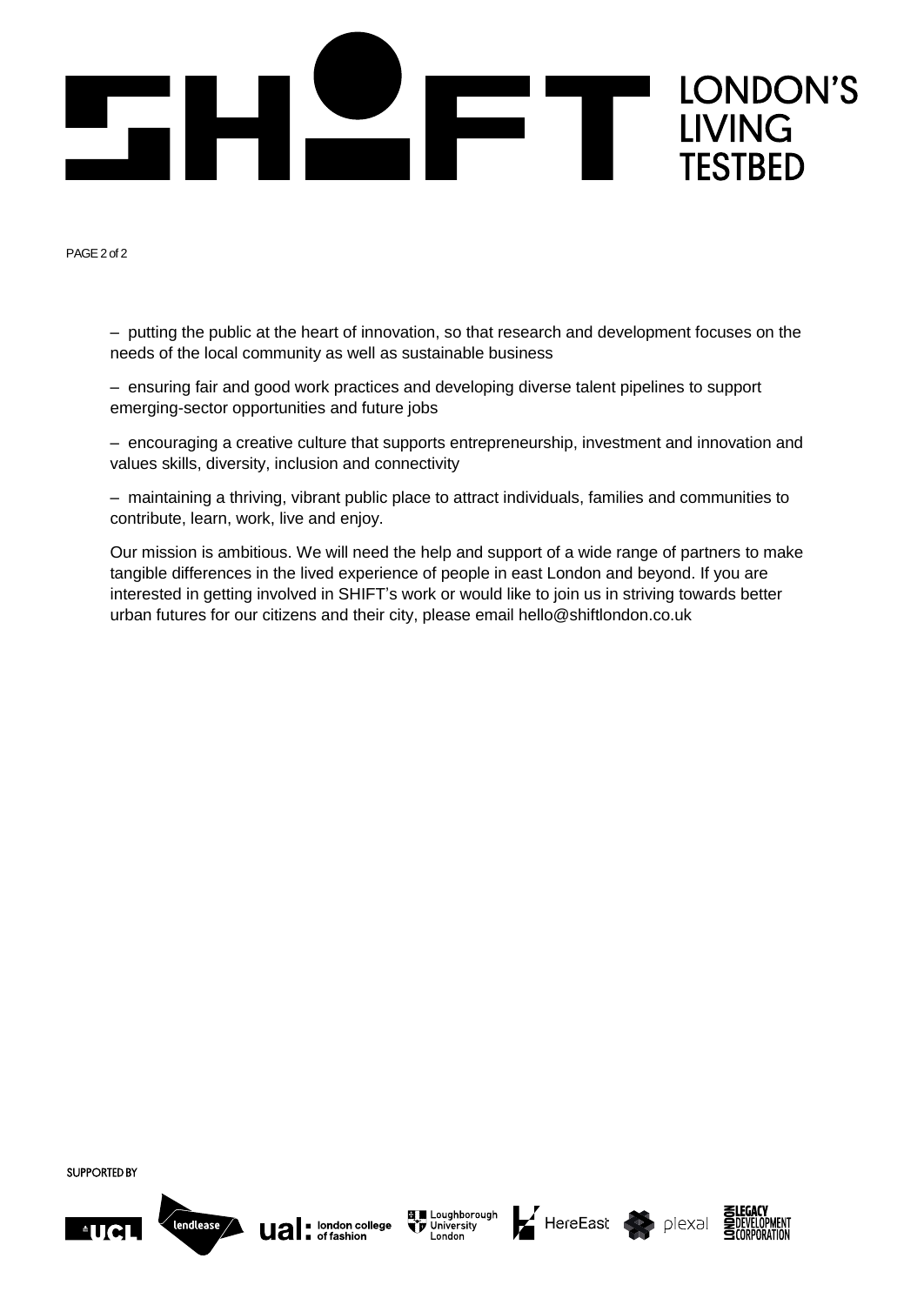– putting the public at the heart of innovation, so that research and development focuses on the needs of the local community as well as sustainable business

– ensuring fair and good work practices and developing diverse talent pipelines to support emerging-sector opportunities and future jobs

– encouraging a creative culture that supports entrepreneurship, investment and innovation and values skills, diversity, inclusion and connectivity

– maintaining a thriving, vibrant public place to attract individuals, families and communities to contribute, learn, work, live and enjoy.

Our mission is ambitious. We will need the help and support of a wide range of partners to make tangible differences in the lived experience of people in east London and beyond. If you are interested in getting involved in SHIFT's work or would like to join us in striving towards better urban futures for our citizens and their city, please email hello@shiftlondon.co.uk

SUPPORTED BY